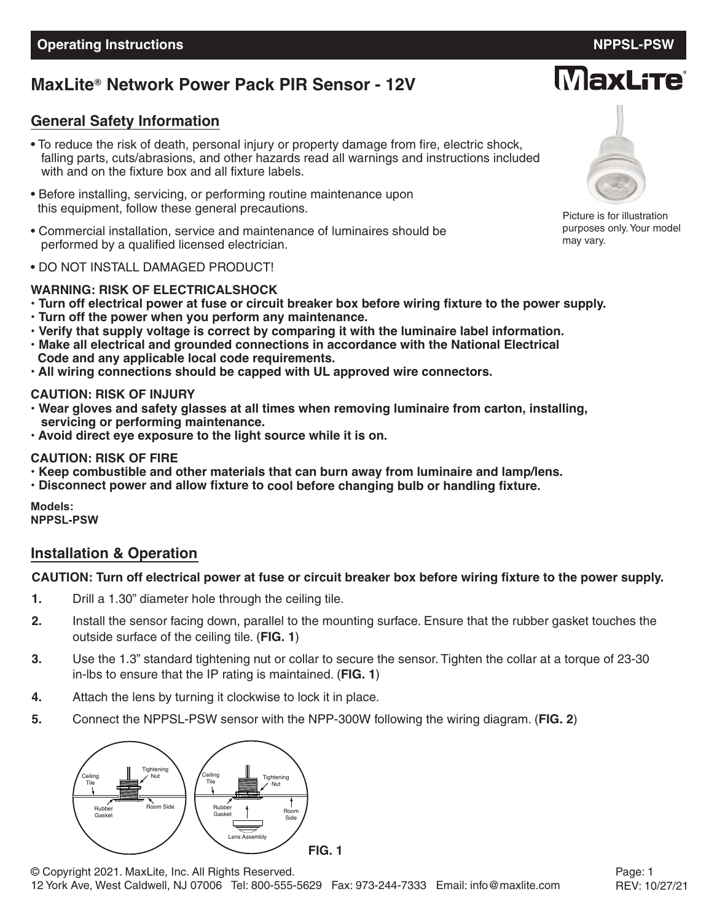**Operating Instructions** **NPPSL-PSW**

# MaxLite® Network Power Pack PIR Sensor - 12V

Picture is for illustration purposes only. Your model may vary.

## General Safety Information

- To reduce the risk of death, personal injury or property damage from fire, electric shock, falling parts, cuts/abrasions, and other hazards read all warnings and instructions included with and on the fixture box and all fixture labels.
- Before installing, servicing, or performing routine maintenance upon this equipment, follow these general precautions.
- Commercial installation, service and maintenance of luminaires should be performed by a qualified licensed electrician.
- DO NOT INSTALL DAMAGED PRODUCT!

**WARNING: RISK OF ELECTRICALSHOCK**

- **Turn off electrical power at fuse or circuit breaker box before wiring fixture to the power supply.**
- **Turn off the power when you perform any maintenance.**
- **Verify that supply voltage is correct by comparing it with the luminaire label information.**
- **Make all electrical and grounded connections in accordance with the National Electrical Code and any applicable local code requirements.**
- **All wiring connections should be capped with UL approved wire connectors.**

**CAUTION: RISK OF INJURY**

- **Wear gloves and safety glasses at all times when removing luminaire from carton, installing, servicing or performing maintenance.**
- **Avoid direct eye exposure to the light source while it is on.**

**CAUTION: RISK OF FIRE**

- **Keep combustible and other materials that can burn away from luminaire and lamp/lens.**
- **Disconnect power and allow fixture to cool before changing bulb or handling fixture.**

**Models:**
**NPPSL-PSW**

## Installation & Operation

**CAUTION: Turn off electrical power at fuse or circuit breaker box before wiring fixture to the power supply.**

1. Drill a 1.30" diameter hole through the ceiling tile.
2. Install the sensor facing down, parallel to the mounting surface. Ensure that the rubber gasket touches the outside surface of the ceiling tile. (**FIG. 1**)
3. Use the 1.3" standard tightening nut or collar to secure the sensor. Tighten the collar at a torque of 23-30 in-lbs to ensure that the IP rating is maintained. (**FIG. 1**)
4. Attach the lens by turning it clockwise to lock it in place.
5. Connect the NPPSL-PSW sensor with the NPP-300W following the wiring diagram. (**FIG. 2**)

Ceiling Tile, Tightening Nut, Rubber Gasket, Room Side, Lens Assembly

**FIG. 1**

© Copyright 2021. MaxLite, Inc. All Rights Reserved.
12 York Ave, West Caldwell, NJ 07006 Tel: 800-555-5629 Fax: 973-244-7333 Email: info@maxlite.com

REV: 10/27/21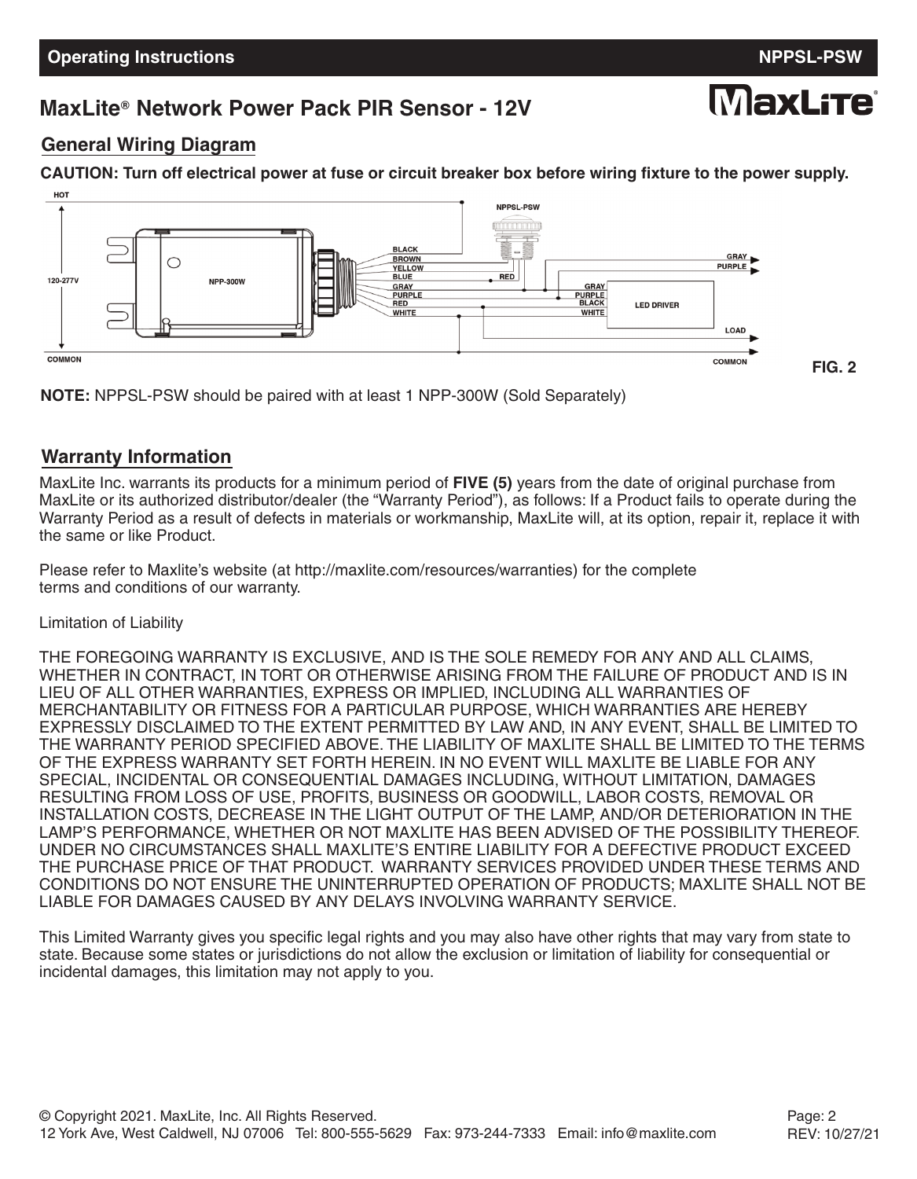# MaxLite® Network Power Pack PIR Sensor - 12V

## General Wiring Diagram

**CAUTION: Turn off electrical power at fuse or circuit breaker box before wiring fixture to the power supply.**

HOT
120-277V
COMMON
NPP-300W
NPPSL-PSW
BLACK
BROWN
YELLOW
BLUE
GRAY
PURPLE
RED
WHITE
RED
GRAY
PURPLE
GRAY
PURPLE
BLACK
WHITE
LED DRIVER
LOAD
COMMON

**FIG. 2**

**NOTE:** NPPSL-PSW should be paired with at least 1 NPP-300W (Sold Separately)

## Warranty Information

MaxLite Inc. warrants its products for a minimum period of **FIVE (5)** years from the date of original purchase from MaxLite or its authorized distributor/dealer (the "Warranty Period"), as follows: If a Product fails to operate during the Warranty Period as a result of defects in materials or workmanship, MaxLite will, at its option, repair it, replace it with the same or like Product.

Please refer to Maxlite's website (at http://maxlite.com/resources/warranties) for the complete terms and conditions of our warranty.

Limitation of Liability

THE FOREGOING WARRANTY IS EXCLUSIVE, AND IS THE SOLE REMEDY FOR ANY AND ALL CLAIMS, WHETHER IN CONTRACT, IN TORT OR OTHERWISE ARISING FROM THE FAILURE OF PRODUCT AND IS IN LIEU OF ALL OTHER WARRANTIES, EXPRESS OR IMPLIED, INCLUDING ALL WARRANTIES OF MERCHANTABILITY OR FITNESS FOR A PARTICULAR PURPOSE, WHICH WARRANTIES ARE HEREBY EXPRESSLY DISCLAIMED TO THE EXTENT PERMITTED BY LAW AND, IN ANY EVENT, SHALL BE LIMITED TO THE WARRANTY PERIOD SPECIFIED ABOVE. THE LIABILITY OF MAXLITE SHALL BE LIMITED TO THE TERMS OF THE EXPRESS WARRANTY SET FORTH HEREIN. IN NO EVENT WILL MAXLITE BE LIABLE FOR ANY SPECIAL, INCIDENTAL OR CONSEQUENTIAL DAMAGES INCLUDING, WITHOUT LIMITATION, DAMAGES RESULTING FROM LOSS OF USE, PROFITS, BUSINESS OR GOODWILL, LABOR COSTS, REMOVAL OR INSTALLATION COSTS, DECREASE IN THE LIGHT OUTPUT OF THE LAMP, AND/OR DETERIORATION IN THE LAMP'S PERFORMANCE, WHETHER OR NOT MAXLITE HAS BEEN ADVISED OF THE POSSIBILITY THEREOF. UNDER NO CIRCUMSTANCES SHALL MAXLITE'S ENTIRE LIABILITY FOR A DEFECTIVE PRODUCT EXCEED THE PURCHASE PRICE OF THAT PRODUCT. WARRANTY SERVICES PROVIDED UNDER THESE TERMS AND CONDITIONS DO NOT ENSURE THE UNINTERRUPTED OPERATION OF PRODUCTS; MAXLITE SHALL NOT BE LIABLE FOR DAMAGES CAUSED BY ANY DELAYS INVOLVING WARRANTY SERVICE.

This Limited Warranty gives you specific legal rights and you may also have other rights that may vary from state to state. Because some states or jurisdictions do not allow the exclusion or limitation of liability for consequential or incidental damages, this limitation may not apply to you.

© Copyright 2021. MaxLite, Inc. All Rights Reserved.
12 York Ave, West Caldwell, NJ 07006 Tel: 800-555-5629 Fax: 973-244-7333 Email: info@maxlite.com

REV: 10/27/21